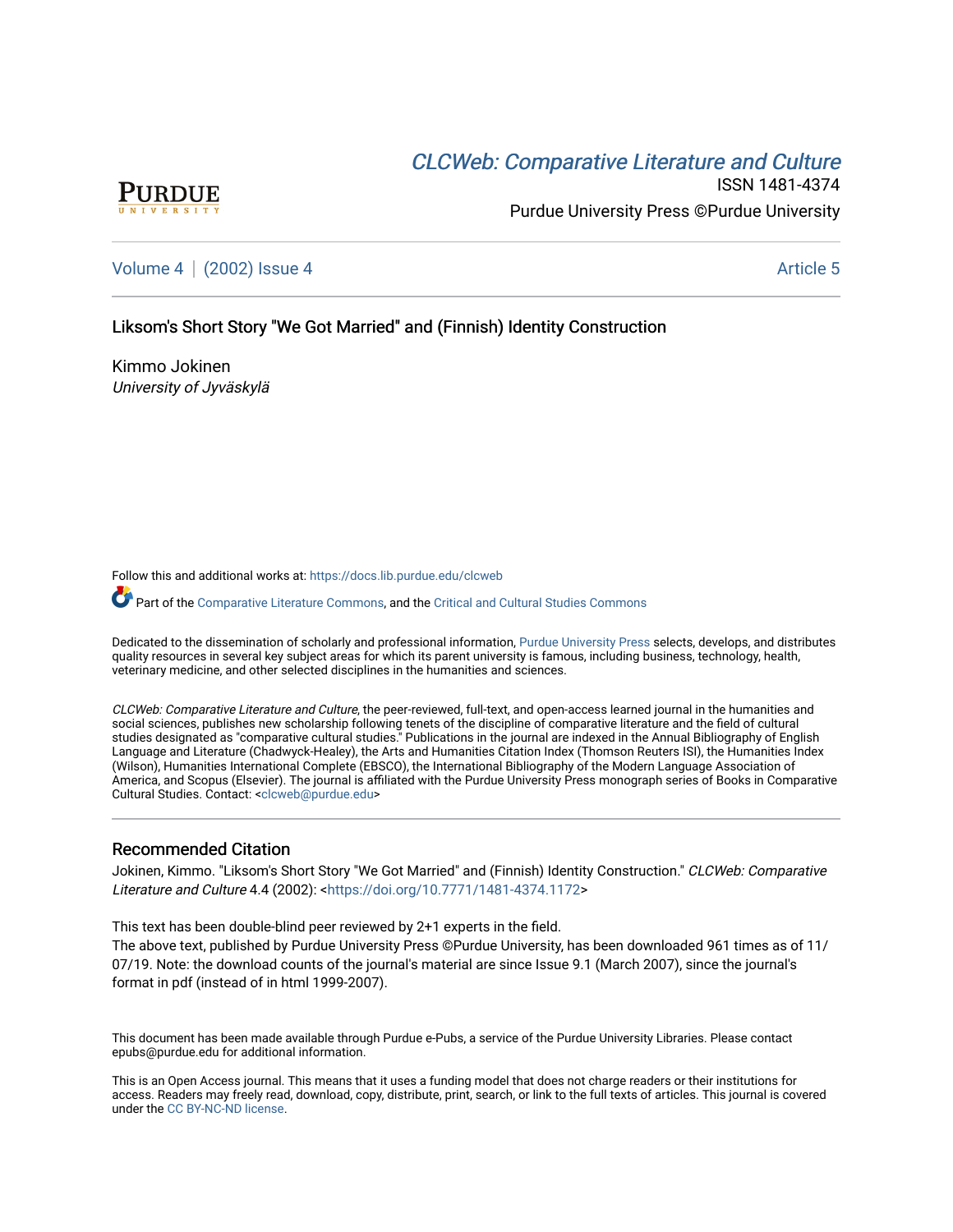[CLCWeb: Comparative Literature and Culture](https://docs.lib.purdue.edu/clcweb)

ISSN 1481-4374

Purdue University Press ©Purdue University

Volume 4 | (2002) Issue 4 — Article 5

# Liksom's Short Story "We Got Married" and (Finnish) Identity Construction

Kimmo Jokinen
*University of Jyväskylä*

Follow this and additional works at: https://docs.lib.purdue.edu/clcweb

Part of the Comparative Literature Commons, and the Critical and Cultural Studies Commons

Dedicated to the dissemination of scholarly and professional information, Purdue University Press selects, develops, and distributes quality resources in several key subject areas for which its parent university is famous, including business, technology, health, veterinary medicine, and other selected disciplines in the humanities and sciences.

*CLCWeb: Comparative Literature and Culture*, the peer-reviewed, full-text, and open-access learned journal in the humanities and social sciences, publishes new scholarship following tenets of the discipline of comparative literature and the field of cultural studies designated as "comparative cultural studies." Publications in the journal are indexed in the Annual Bibliography of English Language and Literature (Chadwyck-Healey), the Arts and Humanities Citation Index (Thomson Reuters ISI), the Humanities Index (Wilson), Humanities International Complete (EBSCO), the International Bibliography of the Modern Language Association of America, and Scopus (Elsevier). The journal is affiliated with the Purdue University Press monograph series of Books in Comparative Cultural Studies. Contact: <clcweb@purdue.edu>

## Recommended Citation

Jokinen, Kimmo. "Liksom's Short Story "We Got Married" and (Finnish) Identity Construction." *CLCWeb: Comparative Literature and Culture* 4.4 (2002): <https://doi.org/10.7771/1481-4374.1172>

This text has been double-blind peer reviewed by 2+1 experts in the field.
The above text, published by Purdue University Press ©Purdue University, has been downloaded 961 times as of 11/07/19. Note: the download counts of the journal's material are since Issue 9.1 (March 2007), since the journal's format in pdf (instead of in html 1999-2007).

This document has been made available through Purdue e-Pubs, a service of the Purdue University Libraries. Please contact epubs@purdue.edu for additional information.

This is an Open Access journal. This means that it uses a funding model that does not charge readers or their institutions for access. Readers may freely read, download, copy, distribute, print, search, or link to the full texts of articles. This journal is covered under the CC BY-NC-ND license.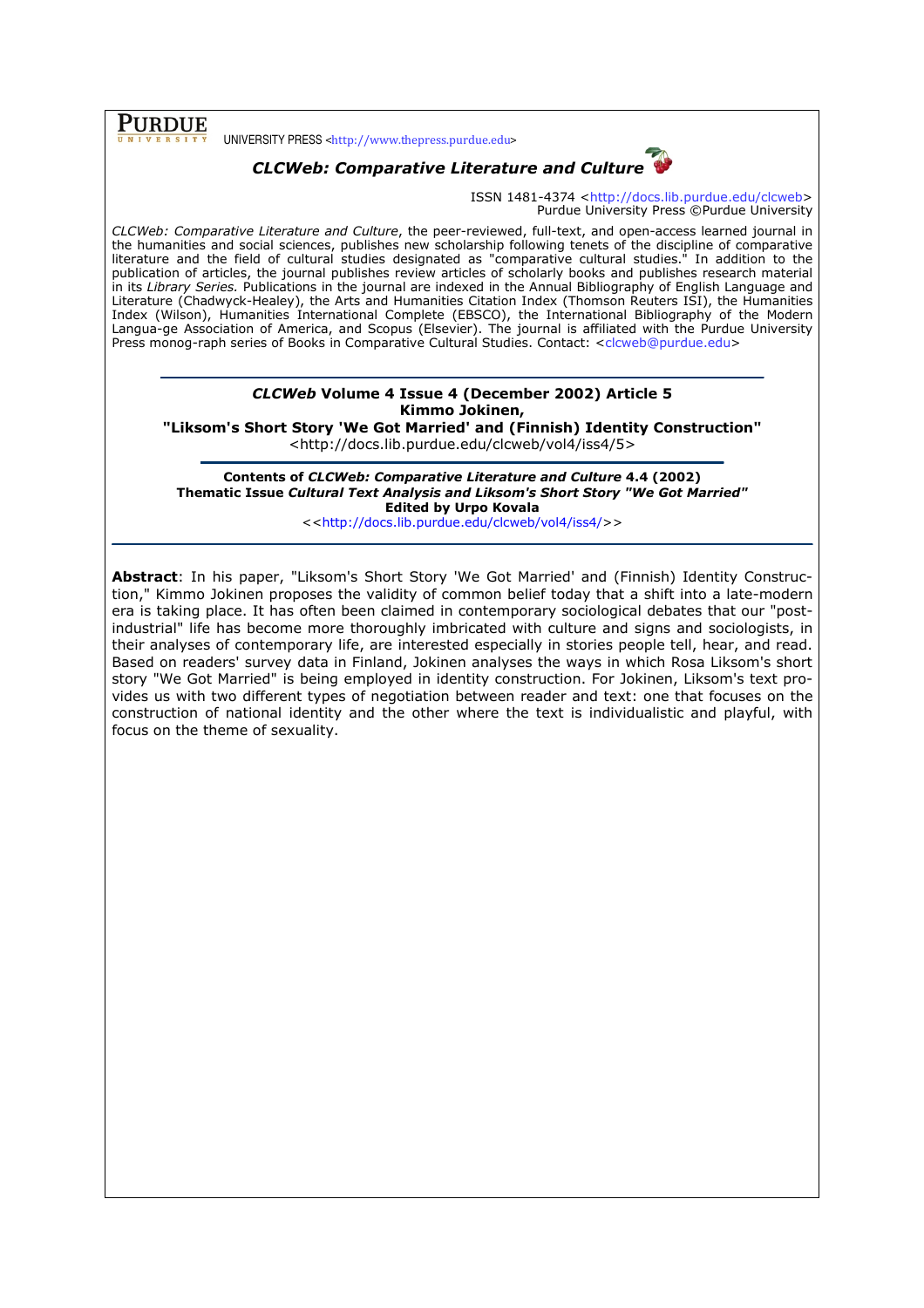**PURDUE** UNIVERSITY PRESS <http://www.thepress.purdue.edu>

***CLCWeb: Comparative Literature and Culture***

ISSN 1481-4374 <http://docs.lib.purdue.edu/clcweb>
Purdue University Press ©Purdue University

*CLCWeb: Comparative Literature and Culture*, the peer-reviewed, full-text, and open-access learned journal in the humanities and social sciences, publishes new scholarship following tenets of the discipline of comparative literature and the field of cultural studies designated as "comparative cultural studies." In addition to the publication of articles, the journal publishes review articles of scholarly books and publishes research material in its *Library Series.* Publications in the journal are indexed in the Annual Bibliography of English Language and Literature (Chadwyck-Healey), the Arts and Humanities Citation Index (Thomson Reuters ISI), the Humanities Index (Wilson), Humanities International Complete (EBSCO), the International Bibliography of the Modern Langua-ge Association of America, and Scopus (Elsevier). The journal is affiliated with the Purdue University Press monog-raph series of Books in Comparative Cultural Studies. Contact: <clcweb@purdue.edu>

---

***CLCWeb* Volume 4 Issue 4 (December 2002) Article 5**
**Kimmo Jokinen,**
**"Liksom's Short Story 'We Got Married' and (Finnish) Identity Construction"**
<http://docs.lib.purdue.edu/clcweb/vol4/iss4/5>

---

**Contents of *CLCWeb: Comparative Literature and Culture* 4.4 (2002)**
**Thematic Issue *Cultural Text Analysis and Liksom's Short Story "We Got Married"***
**Edited by Urpo Kovala**
<<http://docs.lib.purdue.edu/clcweb/vol4/iss4/>>

---

**Abstract**: In his paper, "Liksom's Short Story 'We Got Married' and (Finnish) Identity Construction," Kimmo Jokinen proposes the validity of common belief today that a shift into a late-modern era is taking place. It has often been claimed in contemporary sociological debates that our "post-industrial" life has become more thoroughly imbricated with culture and signs and sociologists, in their analyses of contemporary life, are interested especially in stories people tell, hear, and read. Based on readers' survey data in Finland, Jokinen analyses the ways in which Rosa Liksom's short story "We Got Married" is being employed in identity construction. For Jokinen, Liksom's text provides us with two different types of negotiation between reader and text: one that focuses on the construction of national identity and the other where the text is individualistic and playful, with focus on the theme of sexuality.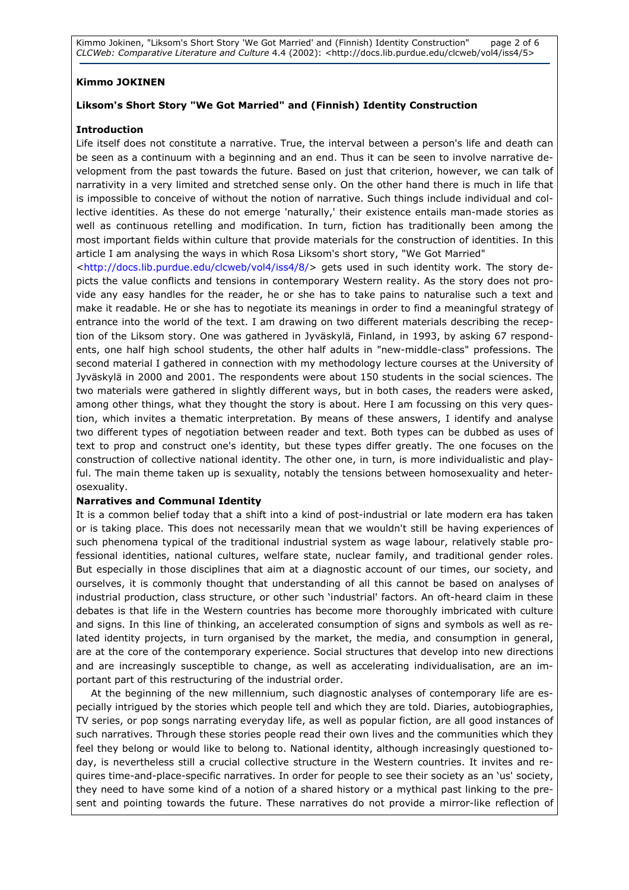**Kimmo JOKINEN**

**Liksom's Short Story "We Got Married" and (Finnish) Identity Construction**

**Introduction**

Life itself does not constitute a narrative. True, the interval between a person's life and death can be seen as a continuum with a beginning and an end. Thus it can be seen to involve narrative development from the past towards the future. Based on just that criterion, however, we can talk of narrativity in a very limited and stretched sense only. On the other hand there is much in life that is impossible to conceive of without the notion of narrative. Such things include individual and collective identities. As these do not emerge 'naturally,' their existence entails man-made stories as well as continuous retelling and modification. In turn, fiction has traditionally been among the most important fields within culture that provide materials for the construction of identities. In this article I am analysing the ways in which Rosa Liksom's short story, "We Got Married" <http://docs.lib.purdue.edu/clcweb/vol4/iss4/8/> gets used in such identity work. The story depicts the value conflicts and tensions in contemporary Western reality. As the story does not provide any easy handles for the reader, he or she has to take pains to naturalise such a text and make it readable. He or she has to negotiate its meanings in order to find a meaningful strategy of entrance into the world of the text. I am drawing on two different materials describing the reception of the Liksom story. One was gathered in Jyväskylä, Finland, in 1993, by asking 67 respondents, one half high school students, the other half adults in "new-middle-class" professions. The second material I gathered in connection with my methodology lecture courses at the University of Jyväskylä in 2000 and 2001. The respondents were about 150 students in the social sciences. The two materials were gathered in slightly different ways, but in both cases, the readers were asked, among other things, what they thought the story is about. Here I am focussing on this very question, which invites a thematic interpretation. By means of these answers, I identify and analyse two different types of negotiation between reader and text. Both types can be dubbed as uses of text to prop and construct one's identity, but these types differ greatly. The one focuses on the construction of collective national identity. The other one, in turn, is more individualistic and playful. The main theme taken up is sexuality, notably the tensions between homosexuality and heterosexuality.

**Narratives and Communal Identity**

It is a common belief today that a shift into a kind of post-industrial or late modern era has taken or is taking place. This does not necessarily mean that we wouldn't still be having experiences of such phenomena typical of the traditional industrial system as wage labour, relatively stable professional identities, national cultures, welfare state, nuclear family, and traditional gender roles. But especially in those disciplines that aim at a diagnostic account of our times, our society, and ourselves, it is commonly thought that understanding of all this cannot be based on analyses of industrial production, class structure, or other such 'industrial' factors. An oft-heard claim in these debates is that life in the Western countries has become more thoroughly imbricated with culture and signs. In this line of thinking, an accelerated consumption of signs and symbols as well as related identity projects, in turn organised by the market, the media, and consumption in general, are at the core of the contemporary experience. Social structures that develop into new directions and are increasingly susceptible to change, as well as accelerating individualisation, are an important part of this restructuring of the industrial order.

At the beginning of the new millennium, such diagnostic analyses of contemporary life are especially intrigued by the stories which people tell and which they are told. Diaries, autobiographies, TV series, or pop songs narrating everyday life, as well as popular fiction, are all good instances of such narratives. Through these stories people read their own lives and the communities which they feel they belong or would like to belong to. National identity, although increasingly questioned today, is nevertheless still a crucial collective structure in the Western countries. It invites and requires time-and-place-specific narratives. In order for people to see their society as an 'us' society, they need to have some kind of a notion of a shared history or a mythical past linking to the present and pointing towards the future. These narratives do not provide a mirror-like reflection of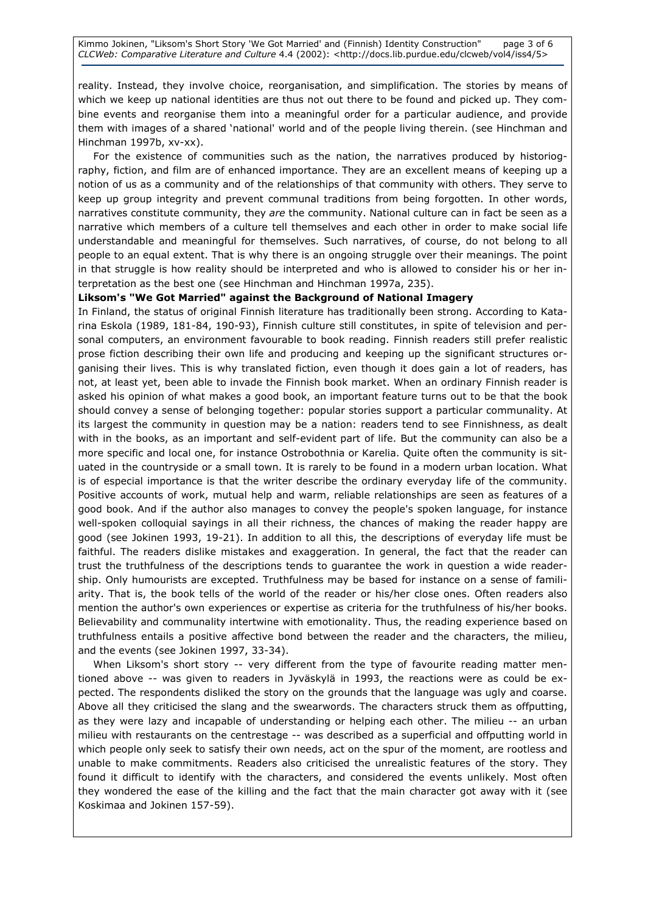reality. Instead, they involve choice, reorganisation, and simplification. The stories by means of which we keep up national identities are thus not out there to be found and picked up. They combine events and reorganise them into a meaningful order for a particular audience, and provide them with images of a shared 'national' world and of the people living therein. (see Hinchman and Hinchman 1997b, xv-xx).

For the existence of communities such as the nation, the narratives produced by historiography, fiction, and film are of enhanced importance. They are an excellent means of keeping up a notion of us as a community and of the relationships of that community with others. They serve to keep up group integrity and prevent communal traditions from being forgotten. In other words, narratives constitute community, they *are* the community. National culture can in fact be seen as a narrative which members of a culture tell themselves and each other in order to make social life understandable and meaningful for themselves. Such narratives, of course, do not belong to all people to an equal extent. That is why there is an ongoing struggle over their meanings. The point in that struggle is how reality should be interpreted and who is allowed to consider his or her interpretation as the best one (see Hinchman and Hinchman 1997a, 235).

**Liksom's "We Got Married" against the Background of National Imagery**

In Finland, the status of original Finnish literature has traditionally been strong. According to Katarina Eskola (1989, 181-84, 190-93), Finnish culture still constitutes, in spite of television and personal computers, an environment favourable to book reading. Finnish readers still prefer realistic prose fiction describing their own life and producing and keeping up the significant structures organising their lives. This is why translated fiction, even though it does gain a lot of readers, has not, at least yet, been able to invade the Finnish book market. When an ordinary Finnish reader is asked his opinion of what makes a good book, an important feature turns out to be that the book should convey a sense of belonging together: popular stories support a particular communality. At its largest the community in question may be a nation: readers tend to see Finnishness, as dealt with in the books, as an important and self-evident part of life. But the community can also be a more specific and local one, for instance Ostrobothnia or Karelia. Quite often the community is situated in the countryside or a small town. It is rarely to be found in a modern urban location. What is of especial importance is that the writer describe the ordinary everyday life of the community. Positive accounts of work, mutual help and warm, reliable relationships are seen as features of a good book. And if the author also manages to convey the people's spoken language, for instance well-spoken colloquial sayings in all their richness, the chances of making the reader happy are good (see Jokinen 1993, 19-21). In addition to all this, the descriptions of everyday life must be faithful. The readers dislike mistakes and exaggeration. In general, the fact that the reader can trust the truthfulness of the descriptions tends to guarantee the work in question a wide readership. Only humourists are excepted. Truthfulness may be based for instance on a sense of familiarity. That is, the book tells of the world of the reader or his/her close ones. Often readers also mention the author's own experiences or expertise as criteria for the truthfulness of his/her books. Believability and communality intertwine with emotionality. Thus, the reading experience based on truthfulness entails a positive affective bond between the reader and the characters, the milieu, and the events (see Jokinen 1997, 33-34).

When Liksom's short story -- very different from the type of favourite reading matter mentioned above -- was given to readers in Jyväskylä in 1993, the reactions were as could be expected. The respondents disliked the story on the grounds that the language was ugly and coarse. Above all they criticised the slang and the swearwords. The characters struck them as offputting, as they were lazy and incapable of understanding or helping each other. The milieu -- an urban milieu with restaurants on the centrestage -- was described as a superficial and offputting world in which people only seek to satisfy their own needs, act on the spur of the moment, are rootless and unable to make commitments. Readers also criticised the unrealistic features of the story. They found it difficult to identify with the characters, and considered the events unlikely. Most often they wondered the ease of the killing and the fact that the main character got away with it (see Koskimaa and Jokinen 157-59).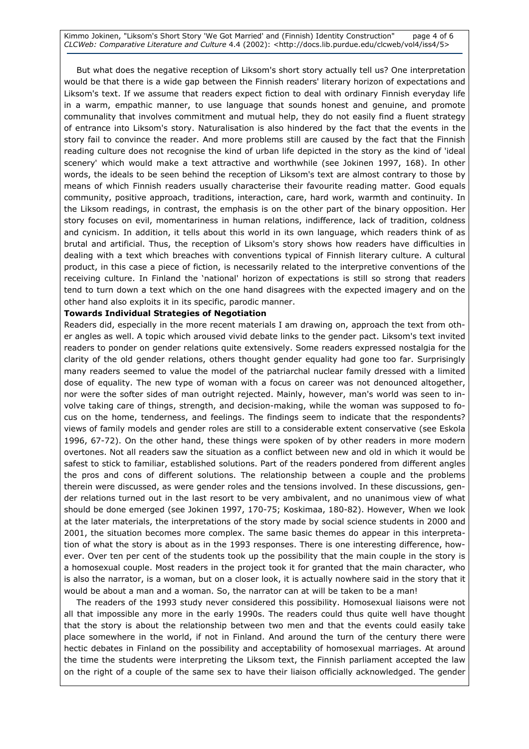But what does the negative reception of Liksom's short story actually tell us? One interpretation would be that there is a wide gap between the Finnish readers' literary horizon of expectations and Liksom's text. If we assume that readers expect fiction to deal with ordinary Finnish everyday life in a warm, empathic manner, to use language that sounds honest and genuine, and promote communality that involves commitment and mutual help, they do not easily find a fluent strategy of entrance into Liksom's story. Naturalisation is also hindered by the fact that the events in the story fail to convince the reader. And more problems still are caused by the fact that the Finnish reading culture does not recognise the kind of urban life depicted in the story as the kind of 'ideal scenery' which would make a text attractive and worthwhile (see Jokinen 1997, 168). In other words, the ideals to be seen behind the reception of Liksom's text are almost contrary to those by means of which Finnish readers usually characterise their favourite reading matter. Good equals community, positive approach, traditions, interaction, care, hard work, warmth and continuity. In the Liksom readings, in contrast, the emphasis is on the other part of the binary opposition. Her story focuses on evil, momentariness in human relations, indifference, lack of tradition, coldness and cynicism. In addition, it tells about this world in its own language, which readers think of as brutal and artificial. Thus, the reception of Liksom's story shows how readers have difficulties in dealing with a text which breaches with conventions typical of Finnish literary culture. A cultural product, in this case a piece of fiction, is necessarily related to the interpretive conventions of the receiving culture. In Finland the 'national' horizon of expectations is still so strong that readers tend to turn down a text which on the one hand disagrees with the expected imagery and on the other hand also exploits it in its specific, parodic manner.

**Towards Individual Strategies of Negotiation**

Readers did, especially in the more recent materials I am drawing on, approach the text from other angles as well. A topic which aroused vivid debate links to the gender pact. Liksom's text invited readers to ponder on gender relations quite extensively. Some readers expressed nostalgia for the clarity of the old gender relations, others thought gender equality had gone too far. Surprisingly many readers seemed to value the model of the patriarchal nuclear family dressed with a limited dose of equality. The new type of woman with a focus on career was not denounced altogether, nor were the softer sides of man outright rejected. Mainly, however, man's world was seen to involve taking care of things, strength, and decision-making, while the woman was supposed to focus on the home, tenderness, and feelings. The findings seem to indicate that the respondents? views of family models and gender roles are still to a considerable extent conservative (see Eskola 1996, 67-72). On the other hand, these things were spoken of by other readers in more modern overtones. Not all readers saw the situation as a conflict between new and old in which it would be safest to stick to familiar, established solutions. Part of the readers pondered from different angles the pros and cons of different solutions. The relationship between a couple and the problems therein were discussed, as were gender roles and the tensions involved. In these discussions, gender relations turned out in the last resort to be very ambivalent, and no unanimous view of what should be done emerged (see Jokinen 1997, 170-75; Koskimaa, 180-82). However, When we look at the later materials, the interpretations of the story made by social science students in 2000 and 2001, the situation becomes more complex. The same basic themes do appear in this interpretation of what the story is about as in the 1993 responses. There is one interesting difference, however. Over ten per cent of the students took up the possibility that the main couple in the story is a homosexual couple. Most readers in the project took it for granted that the main character, who is also the narrator, is a woman, but on a closer look, it is actually nowhere said in the story that it would be about a man and a woman. So, the narrator can at will be taken to be a man!

The readers of the 1993 study never considered this possibility. Homosexual liaisons were not all that impossible any more in the early 1990s. The readers could thus quite well have thought that the story is about the relationship between two men and that the events could easily take place somewhere in the world, if not in Finland. And around the turn of the century there were hectic debates in Finland on the possibility and acceptability of homosexual marriages. At around the time the students were interpreting the Liksom text, the Finnish parliament accepted the law on the right of a couple of the same sex to have their liaison officially acknowledged. The gender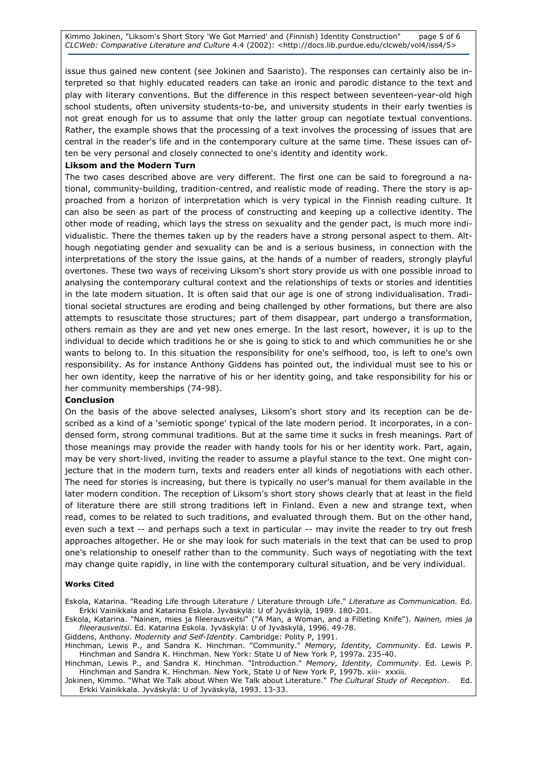issue thus gained new content (see Jokinen and Saaristo). The responses can certainly also be interpreted so that highly educated readers can take an ironic and parodic distance to the text and play with literary conventions. But the difference in this respect between seventeen-year-old high school students, often university students-to-be, and university students in their early twenties is not great enough for us to assume that only the latter group can negotiate textual conventions. Rather, the example shows that the processing of a text involves the processing of issues that are central in the reader's life and in the contemporary culture at the same time. These issues can often be very personal and closely connected to one's identity and identity work.

**Liksom and the Modern Turn**

The two cases described above are very different. The first one can be said to foreground a national, community-building, tradition-centred, and realistic mode of reading. There the story is approached from a horizon of interpretation which is very typical in the Finnish reading culture. It can also be seen as part of the process of constructing and keeping up a collective identity. The other mode of reading, which lays the stress on sexuality and the gender pact, is much more individualistic. There the themes taken up by the readers have a strong personal aspect to them. Although negotiating gender and sexuality can be and is a serious business, in connection with the interpretations of the story the issue gains, at the hands of a number of readers, strongly playful overtones. These two ways of receiving Liksom's short story provide us with one possible inroad to analysing the contemporary cultural context and the relationships of texts or stories and identities in the late modern situation. It is often said that our age is one of strong individualisation. Traditional societal structures are eroding and being challenged by other formations, but there are also attempts to resuscitate those structures; part of them disappear, part undergo a transformation, others remain as they are and yet new ones emerge. In the last resort, however, it is up to the individual to decide which traditions he or she is going to stick to and which communities he or she wants to belong to. In this situation the responsibility for one's selfhood, too, is left to one's own responsibility. As for instance Anthony Giddens has pointed out, the individual must see to his or her own identity, keep the narrative of his or her identity going, and take responsibility for his or her community memberships (74-98).

**Conclusion**

On the basis of the above selected analyses, Liksom's short story and its reception can be described as a kind of a 'semiotic sponge' typical of the late modern period. It incorporates, in a condensed form, strong communal traditions. But at the same time it sucks in fresh meanings. Part of those meanings may provide the reader with handy tools for his or her identity work. Part, again, may be very short-lived, inviting the reader to assume a playful stance to the text. One might conjecture that in the modern turn, texts and readers enter all kinds of negotiations with each other. The need for stories is increasing, but there is typically no user's manual for them available in the later modern condition. The reception of Liksom's short story shows clearly that at least in the field of literature there are still strong traditions left in Finland. Even a new and strange text, when read, comes to be related to such traditions, and evaluated through them. But on the other hand, even such a text -- and perhaps such a text in particular -- may invite the reader to try out fresh approaches altogether. He or she may look for such materials in the text that can be used to prop one's relationship to oneself rather than to the community. Such ways of negotiating with the text may change quite rapidly, in line with the contemporary cultural situation, and be very individual.

**Works Cited**

Eskola, Katarina. "Reading Life through Literature / Literature through Life." *Literature as Communication.* Ed. Erkki Vainikkala and Katarina Eskola. Jyväskylä: U of Jyväskylä, 1989. 180-201.

Eskola, Katarina. "Nainen, mies ja fileerausveitsi" ("A Man, a Woman, and a Filleting Knife"). *Nainen, mies ja fileerausveitsi*. Ed. Katarina Eskola. Jyväskylä: U of Jyväskylä, 1996. 49-78.

Giddens, Anthony. *Modernity and Self-Identity*. Cambridge: Polity P, 1991.

Hinchman, Lewis P., and Sandra K. Hinchman. "Community." *Memory, Identity, Community*. Ed. Lewis P. Hinchman and Sandra K. Hinchman. New York: State U of New York P, 1997a. 235-40.

Hinchman, Lewis P., and Sandra K. Hinchman. "Introduction." *Memory, Identity, Community*. Ed. Lewis P. Hinchman and Sandra K. Hinchman. New York, State U of New York P, 1997b. xiii- xxxiii.

Jokinen, Kimmo. "What We Talk about When We Talk about Literature." *The Cultural Study of Reception*. Ed. Erkki Vainikkala. Jyväskylä: U of Jyväskylä, 1993. 13-33.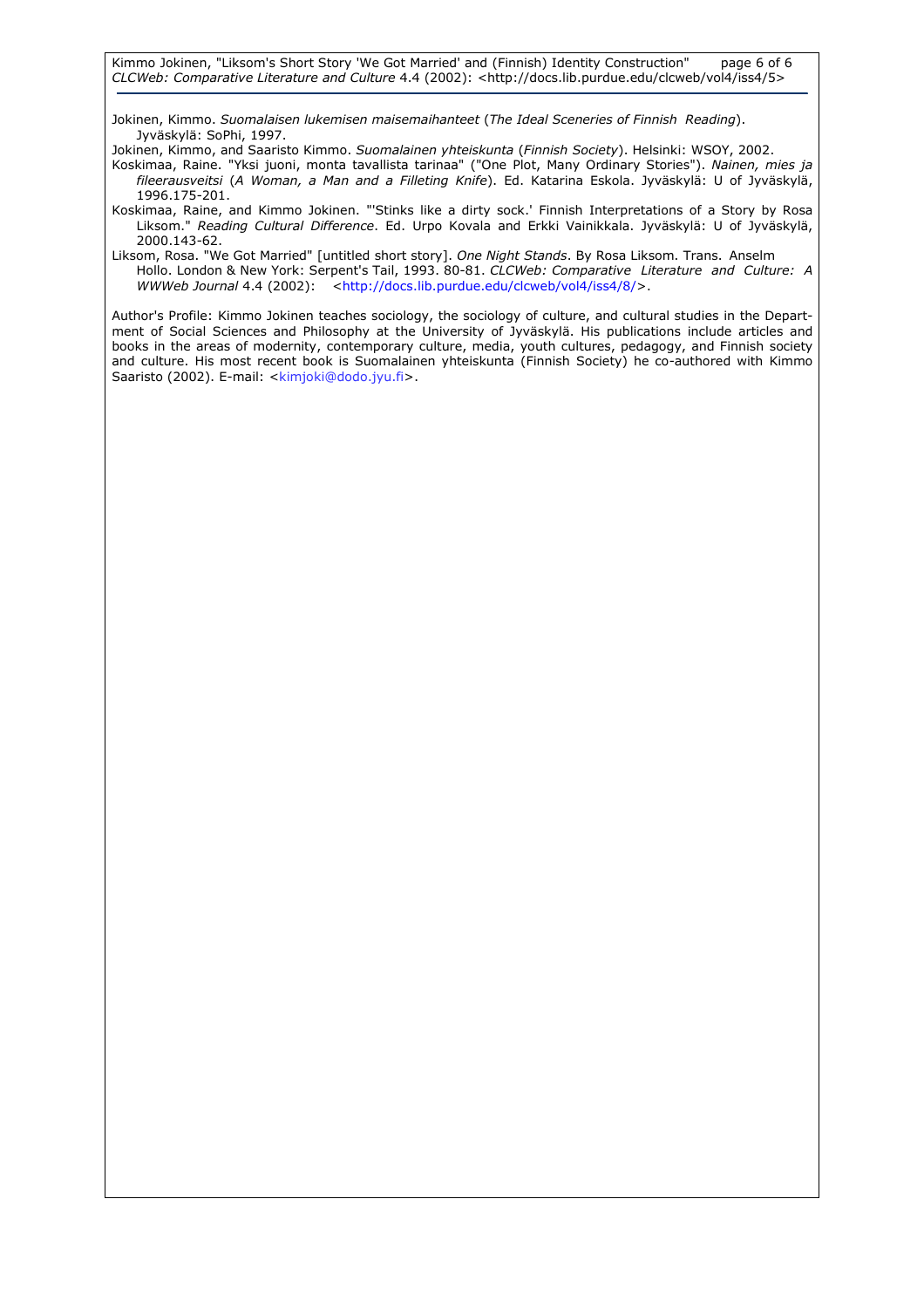Jokinen, Kimmo. *Suomalaisen lukemisen maisemaihanteet* (*The Ideal Sceneries of Finnish Reading*). Jyväskylä: SoPhi, 1997.

Jokinen, Kimmo, and Saaristo Kimmo. *Suomalainen yhteiskunta* (*Finnish Society*). Helsinki: WSOY, 2002.

Koskimaa, Raine. "Yksi juoni, monta tavallista tarinaa" ("One Plot, Many Ordinary Stories"). *Nainen, mies ja fileerausveitsi* (*A Woman, a Man and a Filleting Knife*). Ed. Katarina Eskola. Jyväskylä: U of Jyväskylä, 1996.175-201.

Koskimaa, Raine, and Kimmo Jokinen. "'Stinks like a dirty sock.' Finnish Interpretations of a Story by Rosa Liksom." *Reading Cultural Difference*. Ed. Urpo Kovala and Erkki Vainikkala. Jyväskylä: U of Jyväskylä, 2000.143-62.

Liksom, Rosa. "We Got Married" [untitled short story]. *One Night Stands*. By Rosa Liksom. Trans. Anselm Hollo. London & New York: Serpent's Tail, 1993. 80-81. *CLCWeb: Comparative Literature and Culture: A WWWeb Journal* 4.4 (2002): <http://docs.lib.purdue.edu/clcweb/vol4/iss4/8/>.

Author's Profile: Kimmo Jokinen teaches sociology, the sociology of culture, and cultural studies in the Department of Social Sciences and Philosophy at the University of Jyväskylä. His publications include articles and books in the areas of modernity, contemporary culture, media, youth cultures, pedagogy, and Finnish society and culture. His most recent book is Suomalainen yhteiskunta (Finnish Society) he co-authored with Kimmo Saaristo (2002). E-mail: <kimjoki@dodo.jyu.fi>.